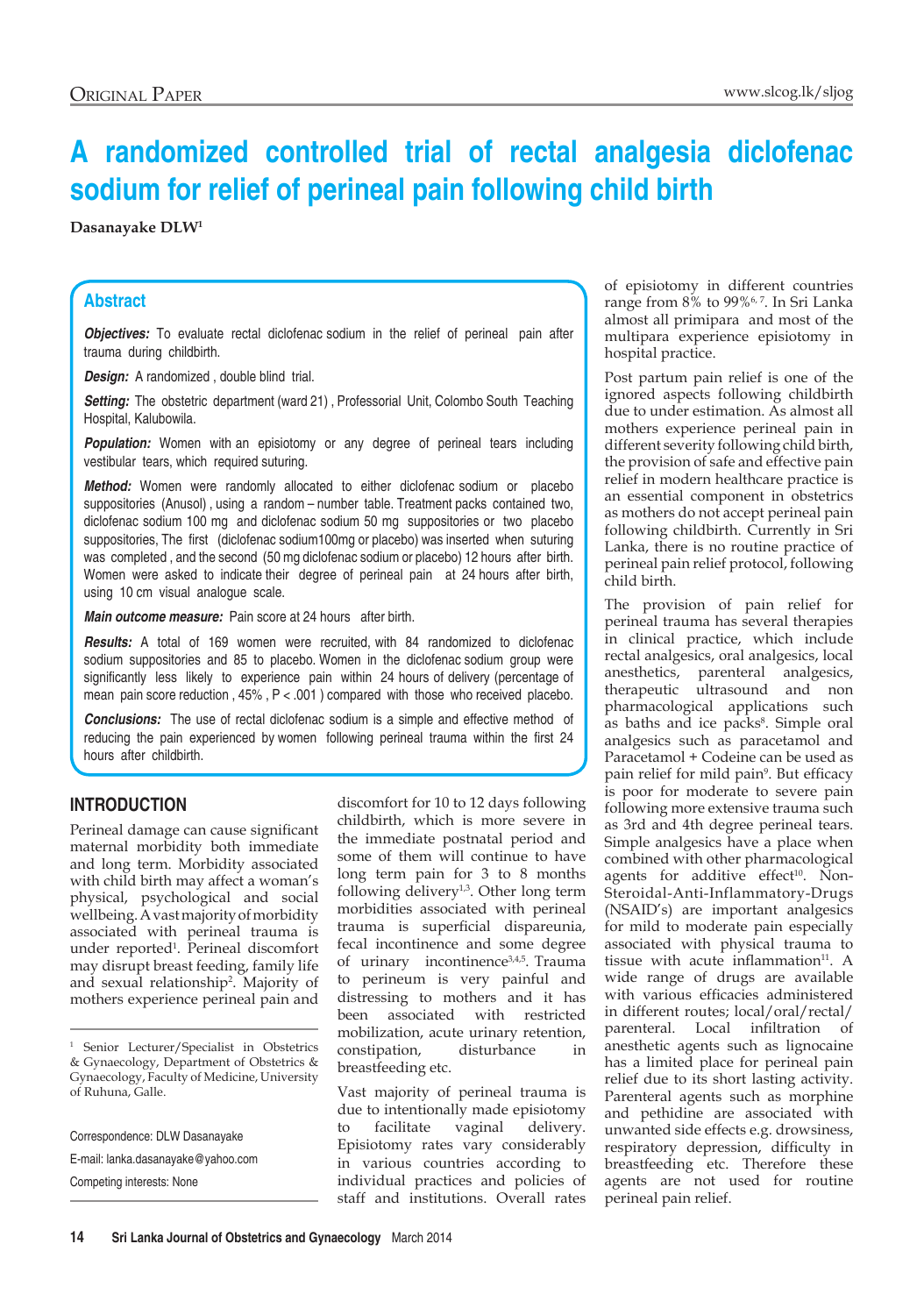# A randomized controlled trial of rectal analgesia diclofenac sodium for relief of perineal pain following child birth

**Dasanayake DLW[1]**

## Abstract

***Objectives:*** To evaluate rectal diclofenac sodium in the relief of perineal pain after trauma during childbirth.

***Design:*** A randomized , double blind trial.

***Setting:*** The obstetric department (ward 21) , Professorial Unit, Colombo South Teaching Hospital, Kalubowila.

***Population:*** Women with an episiotomy or any degree of perineal tears including vestibular tears, which required suturing.

***Method:*** Women were randomly allocated to either diclofenac sodium or placebo suppositories (Anusol) , using a random – number table. Treatment packs contained two, diclofenac sodium 100 mg and diclofenac sodium 50 mg suppositories or two placebo suppositories, The first (diclofenac sodium100mg or placebo) was inserted when suturing was completed , and the second (50 mg diclofenac sodium or placebo) 12 hours after birth. Women were asked to indicate their degree of perineal pain at 24 hours after birth, using 10 cm visual analogue scale.

***Main outcome measure:*** Pain score at 24 hours after birth.

***Results:*** A total of 169 women were recruited, with 84 randomized to diclofenac sodium suppositories and 85 to placebo. Women in the diclofenac sodium group were significantly less likely to experience pain within 24 hours of delivery (percentage of mean pain score reduction , 45% , P < .001 ) compared with those who received placebo.

***Conclusions:*** The use of rectal diclofenac sodium is a simple and effective method of reducing the pain experienced by women following perineal trauma within the first 24 hours after childbirth.

## INTRODUCTION

Perineal damage can cause significant maternal morbidity both immediate and long term. Morbidity associated with child birth may affect a woman's physical, psychological and social wellbeing. A vast majority of morbidity associated with perineal trauma is under reported[1]. Perineal discomfort may disrupt breast feeding, family life and sexual relationship[2]. Majority of mothers experience perineal pain and discomfort for 10 to 12 days following childbirth, which is more severe in the immediate postnatal period and some of them will continue to have long term pain for 3 to 8 months following delivery[1,3]. Other long term morbidities associated with perineal trauma is superficial dispareunia, fecal incontinence and some degree of urinary incontinence[3,4,5]. Trauma to perineum is very painful and distressing to mothers and it has been associated with restricted mobilization, acute urinary retention, constipation, disturbance in breastfeeding etc.

Vast majority of perineal trauma is due to intentionally made episiotomy to facilitate vaginal delivery. Episiotomy rates vary considerably in various countries according to individual practices and policies of staff and institutions. Overall rates of episiotomy in different countries range from 8% to 99%[6,7]. In Sri Lanka almost all primipara and most of the multipara experience episiotomy in hospital practice.

Post partum pain relief is one of the ignored aspects following childbirth due to under estimation. As almost all mothers experience perineal pain in different severity following child birth, the provision of safe and effective pain relief in modern healthcare practice is an essential component in obstetrics as mothers do not accept perineal pain following childbirth. Currently in Sri Lanka, there is no routine practice of perineal pain relief protocol, following child birth.

The provision of pain relief for perineal trauma has several therapies in clinical practice, which include rectal analgesics, oral analgesics, local anesthetics, parenteral analgesics, therapeutic ultrasound and non pharmacological applications such as baths and ice packs[8]. Simple oral analgesics such as paracetamol and Paracetamol + Codeine can be used as pain relief for mild pain[9]. But efficacy is poor for moderate to severe pain following more extensive trauma such as 3rd and 4th degree perineal tears. Simple analgesics have a place when combined with other pharmacological agents for additive effect[10]. Non-Steroidal-Anti-Inflammatory-Drugs (NSAID's) are important analgesics for mild to moderate pain especially associated with physical trauma to tissue with acute inflammation[11]. A wide range of drugs are available with various efficacies administered in different routes; local/oral/rectal/parenteral. Local infiltration of anesthetic agents such as lignocaine has a limited place for perineal pain relief due to its short lasting activity. Parenteral agents such as morphine and pethidine are associated with unwanted side effects e.g. drowsiness, respiratory depression, difficulty in breastfeeding etc. Therefore these agents are not used for routine perineal pain relief.

---

[1] Senior Lecturer/Specialist in Obstetrics & Gynaecology, Department of Obstetrics & Gynaecology, Faculty of Medicine, University of Ruhuna, Galle.

Correspondence: DLW Dasanayake

E-mail: lanka.dasanayake@yahoo.com

Competing interests: None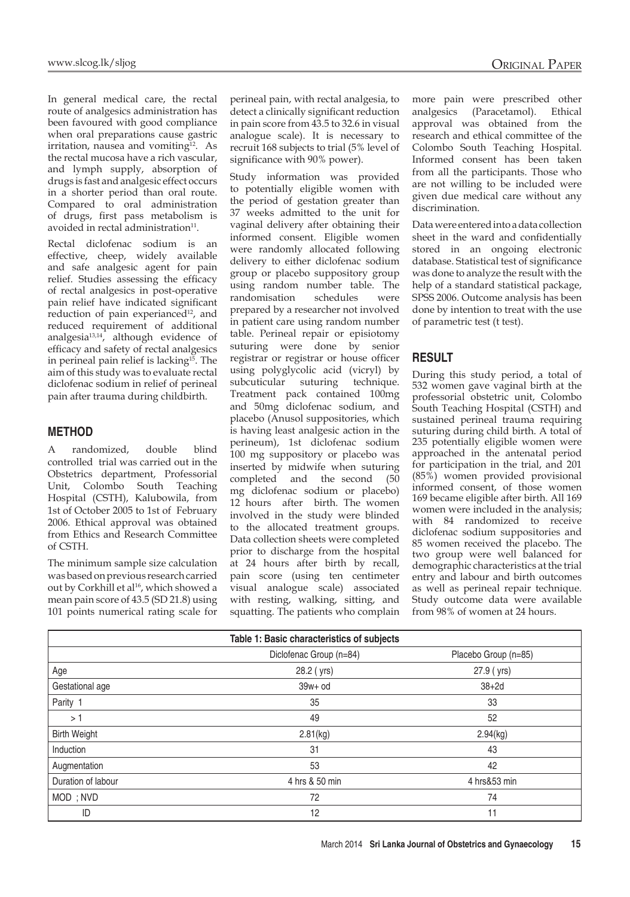In general medical care, the rectal route of analgesics administration has been favoured with good compliance when oral preparations cause gastric irritation, nausea and vomiting[12]. As the rectal mucosa have a rich vascular, and lymph supply, absorption of drugs is fast and analgesic effect occurs in a shorter period than oral route. Compared to oral administration of drugs, first pass metabolism is avoided in rectal administration[11].

Rectal diclofenac sodium is an effective, cheep, widely available and safe analgesic agent for pain relief. Studies assessing the efficacy of rectal analgesics in post-operative pain relief have indicated significant reduction of pain experianced[12], and reduced requirement of additional analgesia[13,14], although evidence of efficacy and safety of rectal analgesics in perineal pain relief is lacking[15]. The aim of this study was to evaluate rectal diclofenac sodium in relief of perineal pain after trauma during childbirth.

## METHOD

A randomized, double blind controlled trial was carried out in the Obstetrics department, Professorial Unit, Colombo South Teaching Hospital (CSTH), Kalubowila, from 1st of October 2005 to 1st of February 2006. Ethical approval was obtained from Ethics and Research Committee of CSTH.

The minimum sample size calculation was based on previous research carried out by Corkhill et al[16], which showed a mean pain score of 43.5 (SD 21.8) using 101 points numerical rating scale for perineal pain, with rectal analgesia, to detect a clinically significant reduction in pain score from 43.5 to 32.6 in visual analogue scale). It is necessary to recruit 168 subjects to trial (5% level of significance with 90% power).

Study information was provided to potentially eligible women with the period of gestation greater than 37 weeks admitted to the unit for vaginal delivery after obtaining their informed consent. Eligible women were randomly allocated following delivery to either diclofenac sodium group or placebo suppository group using random number table. The randomisation schedules were prepared by a researcher not involved in patient care using random number table. Perineal repair or episiotomy suturing were done by senior registrar or registrar or house officer using polyglycolic acid (vicryl) by subcuticular suturing technique. Treatment pack contained 100mg and 50mg diclofenac sodium, and placebo (Anusol suppositories, which is having least analgesic action in the perineum), 1st diclofenac sodium 100 mg suppository or placebo was inserted by midwife when suturing completed and the second (50 mg diclofenac sodium or placebo) 12 hours after birth. The women involved in the study were blinded to the allocated treatment groups. Data collection sheets were completed prior to discharge from the hospital at 24 hours after birth by recall, pain score (using ten centimeter visual analogue scale) associated with resting, walking, sitting, and squatting. The patients who complain more pain were prescribed other analgesics (Paracetamol). Ethical approval was obtained from the research and ethical committee of the Colombo South Teaching Hospital. Informed consent has been taken from all the participants. Those who are not willing to be included were given due medical care without any discrimination.

Data were entered into a data collection sheet in the ward and confidentially stored in an ongoing electronic database. Statistical test of significance was done to analyze the result with the help of a standard statistical package, SPSS 2006. Outcome analysis has been done by intention to treat with the use of parametric test (t test).

## RESULT

During this study period, a total of 532 women gave vaginal birth at the professorial obstetric unit, Colombo South Teaching Hospital (CSTH) and sustained perineal trauma requiring suturing during child birth. A total of 235 potentially eligible women were approached in the antenatal period for participation in the trial, and 201 (85%) women provided provisional informed consent, of those women 169 became eligible after birth. All 169 women were included in the analysis; with 84 randomized to receive diclofenac sodium suppositories and 85 women received the placebo. The two group were well balanced for demographic characteristics at the trial entry and labour and birth outcomes as well as perineal repair technique. Study outcome data were available from 98% of women at 24 hours.

**Table 1: Basic characteristics of subjects**

| | Diclofenac Group (n=84) | Placebo Group (n=85) |
|---|---|---|
| Age | 28.2 ( yrs) | 27.9 ( yrs) |
| Gestational age | 39w+ od | 38+2d |
| Parity 1 | 35 | 33 |
| > 1 | 49 | 52 |
| Birth Weight | 2.81(kg) | 2.94(kg) |
| Induction | 31 | 43 |
| Augmentation | 53 | 42 |
| Duration of labour | 4 hrs & 50 min | 4 hrs&53 min |
| MOD ; NVD | 72 | 74 |
| ID | 12 | 11 |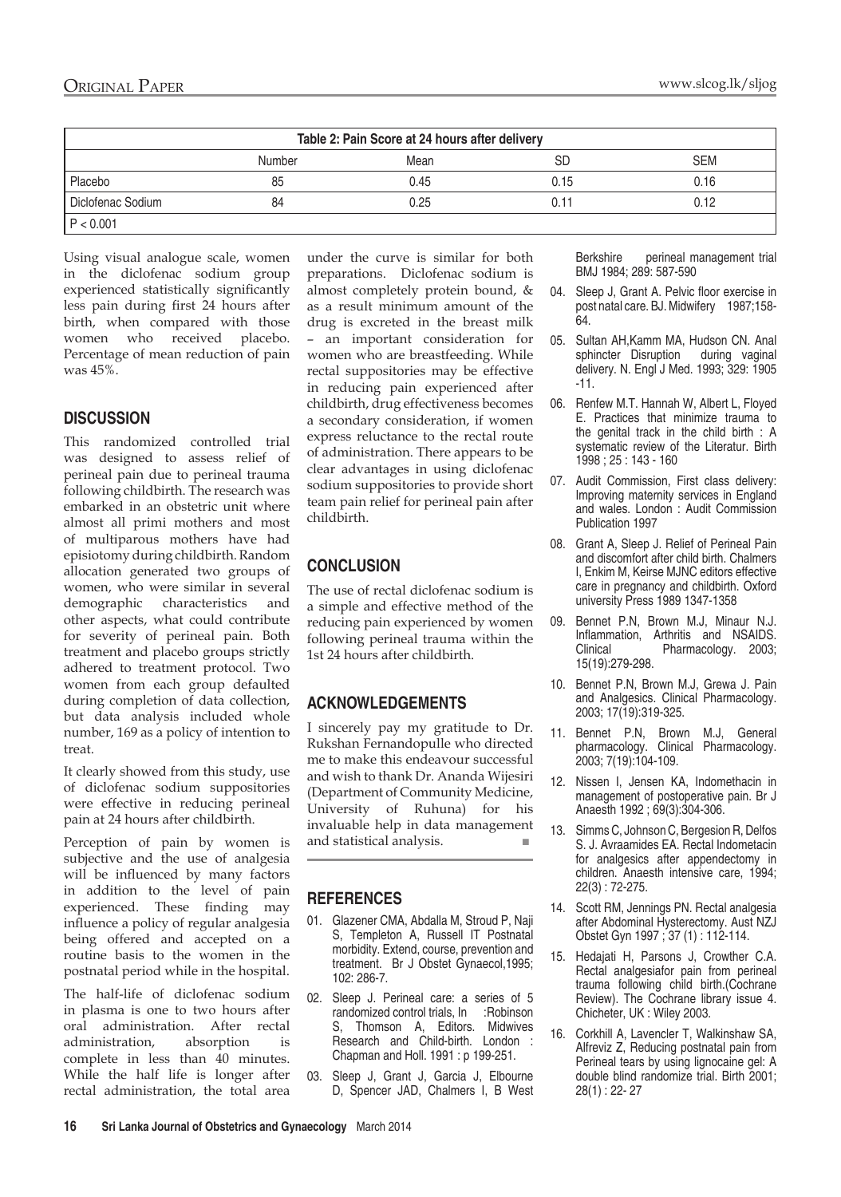**Table 2: Pain Score at 24 hours after delivery**

| | Number | Mean | SD | SEM |
|---|---|---|---|---|
| Placebo | 85 | 0.45 | 0.15 | 0.16 |
| Diclofenac Sodium | 84 | 0.25 | 0.11 | 0.12 |
| $P < 0.001$ | | | | |

Using visual analogue scale, women in the diclofenac sodium group experienced statistically significantly less pain during first 24 hours after birth, when compared with those women who received placebo. Percentage of mean reduction of pain was 45%.

## DISCUSSION

This randomized controlled trial was designed to assess relief of perineal pain due to perineal trauma following childbirth. The research was embarked in an obstetric unit where almost all primi mothers and most of multiparous mothers have had episiotomy during childbirth. Random allocation generated two groups of women, who were similar in several demographic characteristics and other aspects, what could contribute for severity of perineal pain. Both treatment and placebo groups strictly adhered to treatment protocol. Two women from each group defaulted during completion of data collection, but data analysis included whole number, 169 as a policy of intention to treat.

It clearly showed from this study, use of diclofenac sodium suppositories were effective in reducing perineal pain at 24 hours after childbirth.

Perception of pain by women is subjective and the use of analgesia will be influenced by many factors in addition to the level of pain experienced. These finding may influence a policy of regular analgesia being offered and accepted on a routine basis to the women in the postnatal period while in the hospital.

The half-life of diclofenac sodium in plasma is one to two hours after oral administration. After rectal administration, absorption is complete in less than 40 minutes. While the half life is longer after rectal administration, the total area under the curve is similar for both preparations. Diclofenac sodium is almost completely protein bound, & as a result minimum amount of the drug is excreted in the breast milk – an important consideration for women who are breastfeeding. While rectal suppositories may be effective in reducing pain experienced after childbirth, drug effectiveness becomes a secondary consideration, if women express reluctance to the rectal route of administration. There appears to be clear advantages in using diclofenac sodium suppositories to provide short team pain relief for perineal pain after childbirth.

## CONCLUSION

The use of rectal diclofenac sodium is a simple and effective method of the reducing pain experienced by women following perineal trauma within the 1st 24 hours after childbirth.

## ACKNOWLEDGEMENTS

I sincerely pay my gratitude to Dr. Rukshan Fernandopulle who directed me to make this endeavour successful and wish to thank Dr. Ananda Wijesiri (Department of Community Medicine, University of Ruhuna) for his invaluable help in data management and statistical analysis.

## REFERENCES

01. Glazener CMA, Abdalla M, Stroud P, Naji S, Templeton A, Russell IT Postnatal morbidity. Extend, course, prevention and treatment. Br J Obstet Gynaecol,1995; 102: 286-7.
02. Sleep J. Perineal care: a series of 5 randomized control trials, In :Robinson S, Thomson A, Editors. Midwives Research and Child-birth. London : Chapman and Holl. 1991 : p 199-251.
03. Sleep J, Grant J, Garcia J, Elbourne D, Spencer JAD, Chalmers I, B West Berkshire perineal management trial BMJ 1984; 289: 587-590
04. Sleep J, Grant A. Pelvic floor exercise in post natal care. BJ. Midwifery 1987;158-64.
05. Sultan AH,Kamm MA, Hudson CN. Anal sphincter Disruption during vaginal delivery. N. Engl J Med. 1993; 329: 1905 -11.
06. Renfew M.T. Hannah W, Albert L, Floyed E. Practices that minimize trauma to the genital track in the child birth : A systematic review of the Literatur. Birth 1998 ; 25 : 143 - 160
07. Audit Commission, First class delivery: Improving maternity services in England and wales. London : Audit Commission Publication 1997
08. Grant A, Sleep J. Relief of Perineal Pain and discomfort after child birth. Chalmers I, Enkim M, Keirse MJNC editors effective care in pregnancy and childbirth. Oxford university Press 1989 1347-1358
09. Bennet P.N, Brown M.J, Minaur N.J. Inflammation, Arthritis and NSAIDS. Clinical Pharmacology. 2003; 15(19):279-298.
10. Bennet P.N, Brown M.J, Grewa J. Pain and Analgesics. Clinical Pharmacology. 2003; 17(19):319-325.
11. Bennet P.N, Brown M.J, General pharmacology. Clinical Pharmacology. 2003; 7(19):104-109.
12. Nissen I, Jensen KA, Indomethacin in management of postoperative pain. Br J Anaesth 1992 ; 69(3):304-306.
13. Simms C, Johnson C, Bergesion R, Delfos S. J. Avraamides EA. Rectal Indometacin for analgesics after appendectomy in children. Anaesth intensive care, 1994; 22(3) : 72-275.
14. Scott RM, Jennings PN. Rectal analgesia after Abdominal Hysterectomy. Aust NZJ Obstet Gyn 1997 ; 37 (1) : 112-114.
15. Hedajati H, Parsons J, Crowther C.A. Rectal analgesiafor pain from perineal trauma following child birth.(Cochrane Review). The Cochrane library issue 4. Chicheter, UK : Wiley 2003.
16. Corkhill A, Lavencler T, Walkinshaw SA, Alfreviz Z, Reducing postnatal pain from Perineal tears by using lignocaine gel: A double blind randomize trial. Birth 2001; 28(1) : 22- 27